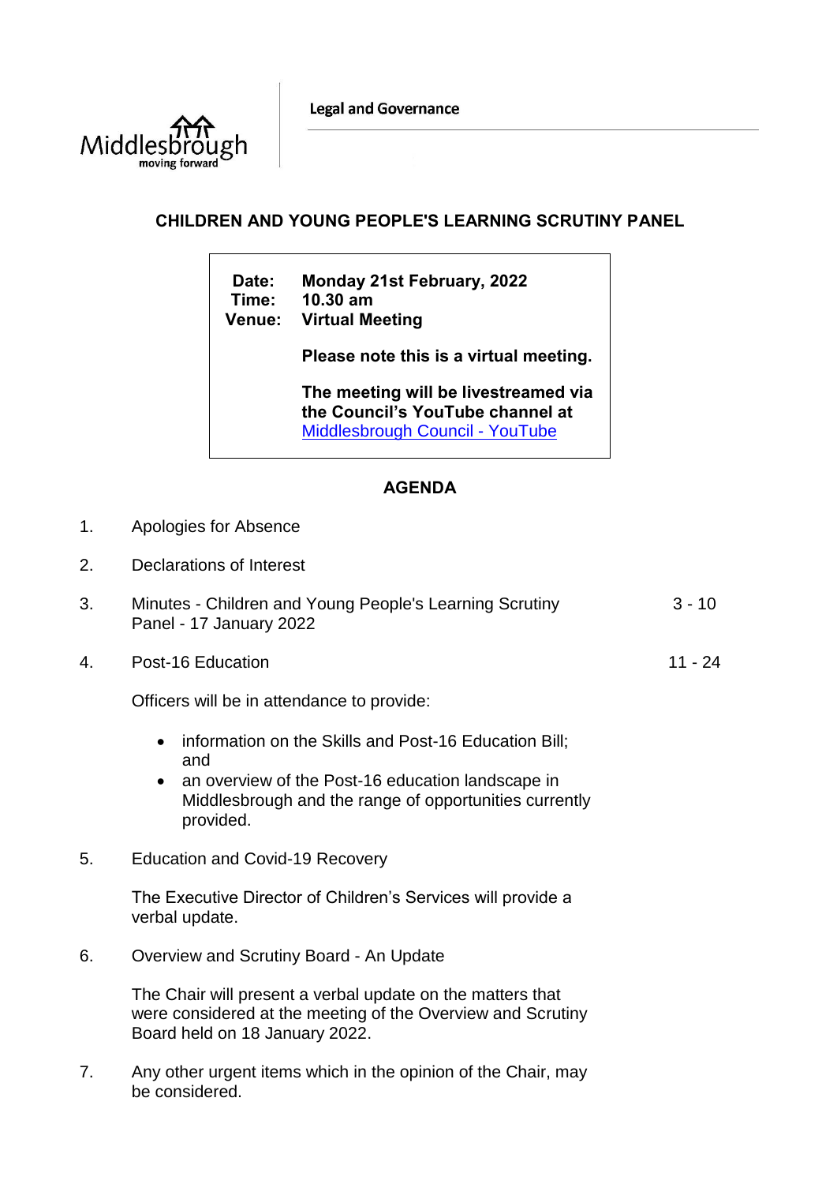Legal and Governance

## CHILDREN AND YOUNG PEOPLE'S LEARNING SCRUTINY PANEL

**Date:** **Monday 21st February, 2022**
**Time:** **10.30 am**
**Venue:** **Virtual Meeting**

**Please note this is a virtual meeting.**

**The meeting will be livestreamed via the Council's YouTube channel at** [Middlesbrough Council - YouTube]

## AGENDA

1. Apologies for Absence

2. Declarations of Interest

3. Minutes - Children and Young People's Learning Scrutiny Panel - 17 January 2022 — 3 - 10

4. Post-16 Education — 11 - 24

   Officers will be in attendance to provide:

   - information on the Skills and Post-16 Education Bill; and
   - an overview of the Post-16 education landscape in Middlesbrough and the range of opportunities currently provided.

5. Education and Covid-19 Recovery

   The Executive Director of Children's Services will provide a verbal update.

6. Overview and Scrutiny Board - An Update

   The Chair will present a verbal update on the matters that were considered at the meeting of the Overview and Scrutiny Board held on 18 January 2022.

7. Any other urgent items which in the opinion of the Chair, may be considered.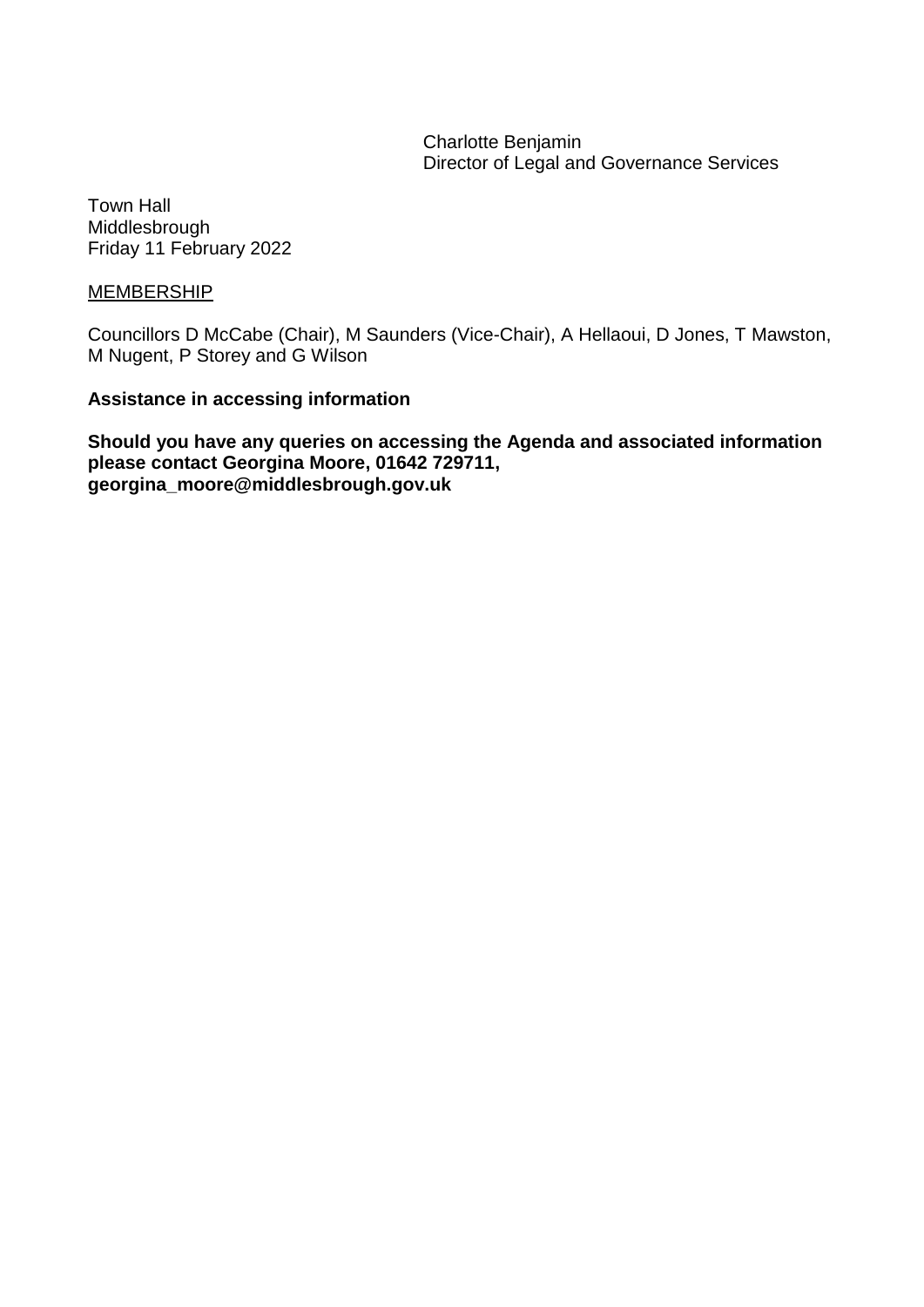Charlotte Benjamin
Director of Legal and Governance Services

Town Hall
Middlesbrough
Friday 11 February 2022

MEMBERSHIP

Councillors D McCabe (Chair), M Saunders (Vice-Chair), A Hellaoui, D Jones, T Mawston, M Nugent, P Storey and G Wilson

**Assistance in accessing information**

**Should you have any queries on accessing the Agenda and associated information please contact Georgina Moore, 01642 729711, georgina_moore@middlesbrough.gov.uk**